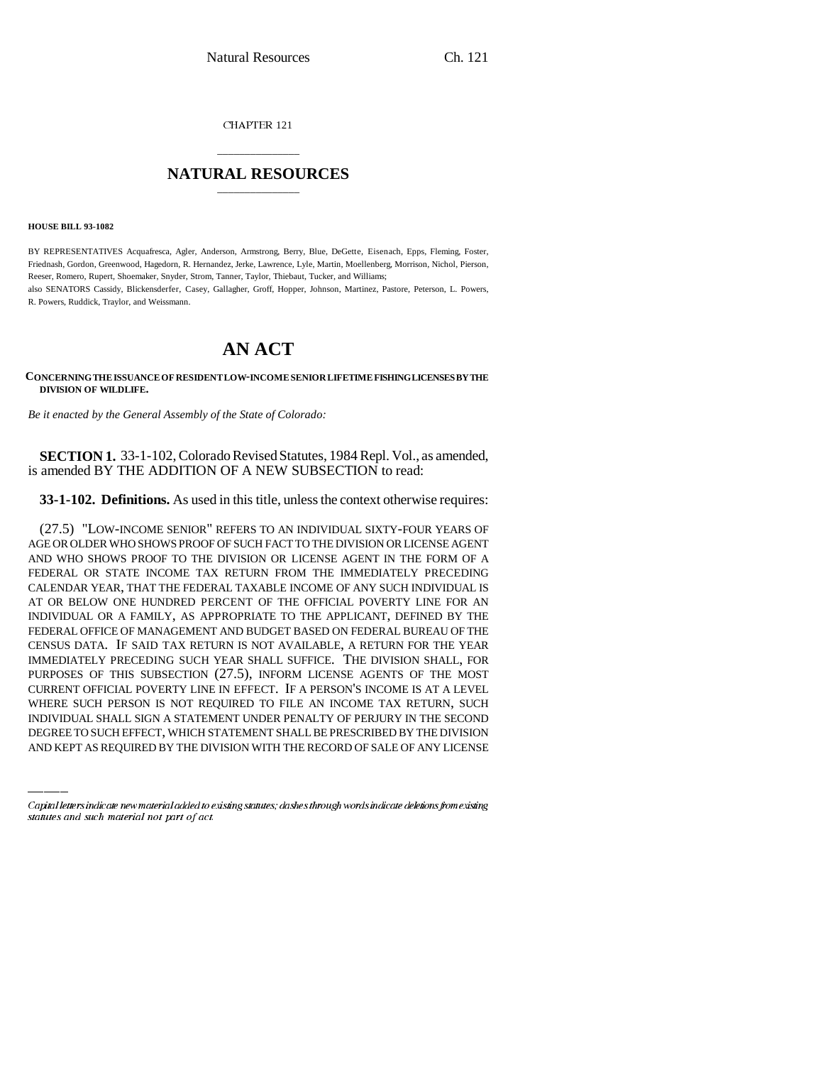CHAPTER 121

# NATURAL RESOURCES

**HOUSE BILL 93-1082**

BY REPRESENTATIVES Acquafresca, Agler, Anderson, Armstrong, Berry, Blue, DeGette, Eisenach, Epps, Fleming, Foster, Friednash, Gordon, Greenwood, Hagedorn, R. Hernandez, Jerke, Lawrence, Lyle, Martin, Moellenberg, Morrison, Nichol, Pierson, Reeser, Romero, Rupert, Shoemaker, Snyder, Strom, Tanner, Taylor, Thiebaut, Tucker, and Williams;
also SENATORS Cassidy, Blickensderfer, Casey, Gallagher, Groff, Hopper, Johnson, Martinez, Pastore, Peterson, L. Powers, R. Powers, Ruddick, Traylor, and Weissmann.

# AN ACT

**CONCERNING THE ISSUANCE OF RESIDENT LOW-INCOME SENIOR LIFETIME FISHING LICENSES BY THE DIVISION OF WILDLIFE.**

*Be it enacted by the General Assembly of the State of Colorado:*

**SECTION 1.** 33-1-102, Colorado Revised Statutes, 1984 Repl. Vol., as amended, is amended BY THE ADDITION OF A NEW SUBSECTION to read:

**33-1-102. Definitions.** As used in this title, unless the context otherwise requires:

(27.5) "LOW-INCOME SENIOR" REFERS TO AN INDIVIDUAL SIXTY-FOUR YEARS OF AGE OR OLDER WHO SHOWS PROOF OF SUCH FACT TO THE DIVISION OR LICENSE AGENT AND WHO SHOWS PROOF TO THE DIVISION OR LICENSE AGENT IN THE FORM OF A FEDERAL OR STATE INCOME TAX RETURN FROM THE IMMEDIATELY PRECEDING CALENDAR YEAR, THAT THE FEDERAL TAXABLE INCOME OF ANY SUCH INDIVIDUAL IS AT OR BELOW ONE HUNDRED PERCENT OF THE OFFICIAL POVERTY LINE FOR AN INDIVIDUAL OR A FAMILY, AS APPROPRIATE TO THE APPLICANT, DEFINED BY THE FEDERAL OFFICE OF MANAGEMENT AND BUDGET BASED ON FEDERAL BUREAU OF THE CENSUS DATA. IF SAID TAX RETURN IS NOT AVAILABLE, A RETURN FOR THE YEAR IMMEDIATELY PRECEDING SUCH YEAR SHALL SUFFICE. THE DIVISION SHALL, FOR PURPOSES OF THIS SUBSECTION (27.5), INFORM LICENSE AGENTS OF THE MOST CURRENT OFFICIAL POVERTY LINE IN EFFECT. IF A PERSON'S INCOME IS AT A LEVEL WHERE SUCH PERSON IS NOT REQUIRED TO FILE AN INCOME TAX RETURN, SUCH INDIVIDUAL SHALL SIGN A STATEMENT UNDER PENALTY OF PERJURY IN THE SECOND DEGREE TO SUCH EFFECT, WHICH STATEMENT SHALL BE PRESCRIBED BY THE DIVISION AND KEPT AS REQUIRED BY THE DIVISION WITH THE RECORD OF SALE OF ANY LICENSE

*Capital letters indicate new material added to existing statutes; dashes through words indicate deletions from existing statutes and such material not part of act.*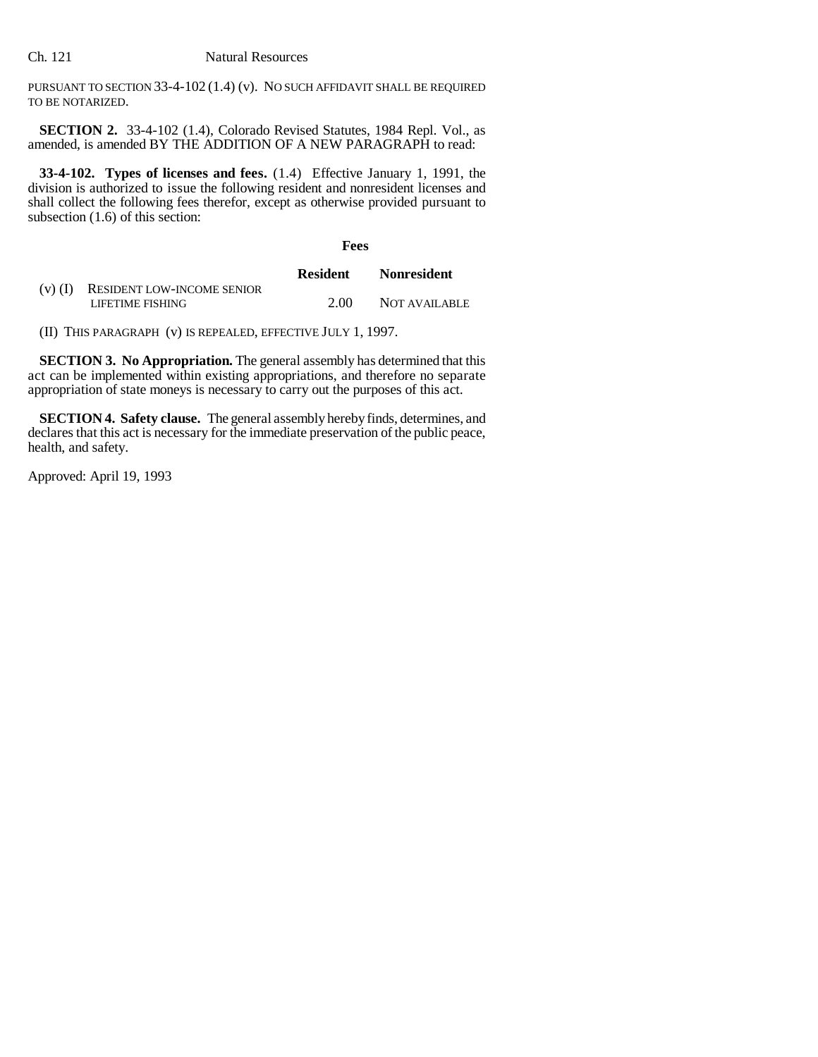PURSUANT TO SECTION 33-4-102 (1.4) (v). NO SUCH AFFIDAVIT SHALL BE REQUIRED TO BE NOTARIZED.

**SECTION 2.** 33-4-102 (1.4), Colorado Revised Statutes, 1984 Repl. Vol., as amended, is amended BY THE ADDITION OF A NEW PARAGRAPH to read:

**33-4-102. Types of licenses and fees.** (1.4) Effective January 1, 1991, the division is authorized to issue the following resident and nonresident licenses and shall collect the following fees therefor, except as otherwise provided pursuant to subsection (1.6) of this section:

| | | Fees | |
|---|---|---|---|
| | | **Resident** | **Nonresident** |
| (v) (I) | RESIDENT LOW-INCOME SENIOR LIFETIME FISHING | 2.00 | NOT AVAILABLE |

(II) THIS PARAGRAPH (v) IS REPEALED, EFFECTIVE JULY 1, 1997.

**SECTION 3. No Appropriation.** The general assembly has determined that this act can be implemented within existing appropriations, and therefore no separate appropriation of state moneys is necessary to carry out the purposes of this act.

**SECTION 4. Safety clause.** The general assembly hereby finds, determines, and declares that this act is necessary for the immediate preservation of the public peace, health, and safety.

Approved: April 19, 1993